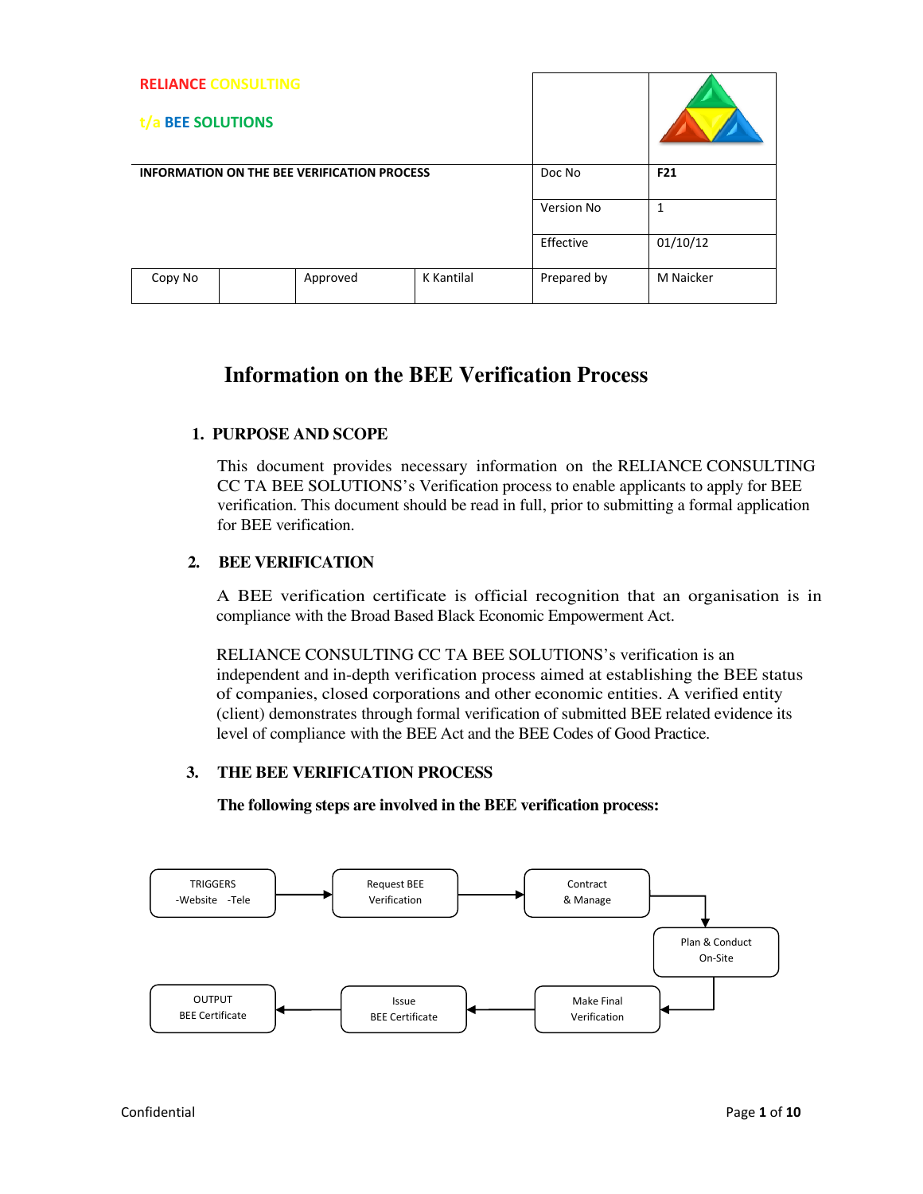RELIANCE CONSULTING

t/a BEE SOLUTIONS

| INFORMATION ON THE BEE VERIFICATION PROCESS | | | | Doc No | F21 |
| --- | --- | --- | --- | --- | --- |
| | | | | Version No | 1 |
| | | | | Effective | 01/10/12 |
| Copy No | | Approved | K Kantilal | Prepared by | M Naicker |

# Information on the BEE Verification Process

## 1. PURPOSE AND SCOPE

This document provides necessary information on the RELIANCE CONSULTING CC TA BEE SOLUTIONS's Verification process to enable applicants to apply for BEE verification. This document should be read in full, prior to submitting a formal application for BEE verification.

## 2. BEE VERIFICATION

A BEE verification certificate is official recognition that an organisation is in compliance with the Broad Based Black Economic Empowerment Act.

RELIANCE CONSULTING CC TA BEE SOLUTIONS's verification is an independent and in-depth verification process aimed at establishing the BEE status of companies, closed corporations and other economic entities. A verified entity (client) demonstrates through formal verification of submitted BEE related evidence its level of compliance with the BEE Act and the BEE Codes of Good Practice.

## 3. THE BEE VERIFICATION PROCESS

**The following steps are involved in the BEE verification process:**

TRIGGERS -Website -Tele → Request BEE Verification → Contract & Manage → Plan & Conduct On-Site → Make Final Verification → Issue BEE Certificate → OUTPUT BEE Certificate

Confidential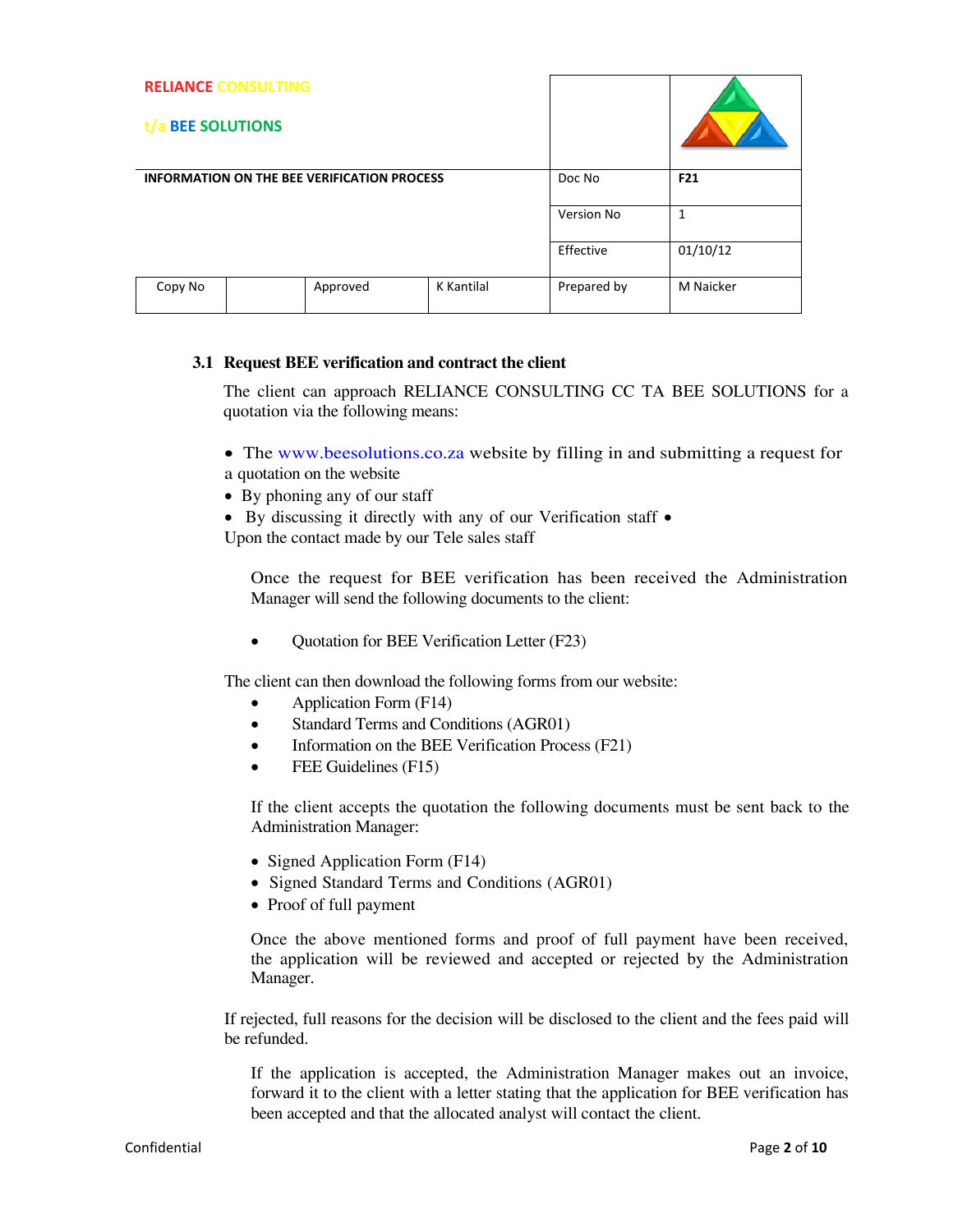### 3.1 Request BEE verification and contract the client

The client can approach RELIANCE CONSULTING CC TA BEE SOLUTIONS for a quotation via the following means:

- The www.beesolutions.co.za website by filling in and submitting a request for a quotation on the website
- By phoning any of our staff
- By discussing it directly with any of our Verification staff •

Upon the contact made by our Tele sales staff

Once the request for BEE verification has been received the Administration Manager will send the following documents to the client:

- Quotation for BEE Verification Letter (F23)

The client can then download the following forms from our website:

- Application Form (F14)
- Standard Terms and Conditions (AGR01)
- Information on the BEE Verification Process (F21)
- FEE Guidelines (F15)

If the client accepts the quotation the following documents must be sent back to the Administration Manager:

- Signed Application Form (F14)
- Signed Standard Terms and Conditions (AGR01)
- Proof of full payment

Once the above mentioned forms and proof of full payment have been received, the application will be reviewed and accepted or rejected by the Administration Manager.

If rejected, full reasons for the decision will be disclosed to the client and the fees paid will be refunded.

If the application is accepted, the Administration Manager makes out an invoice, forward it to the client with a letter stating that the application for BEE verification has been accepted and that the allocated analyst will contact the client.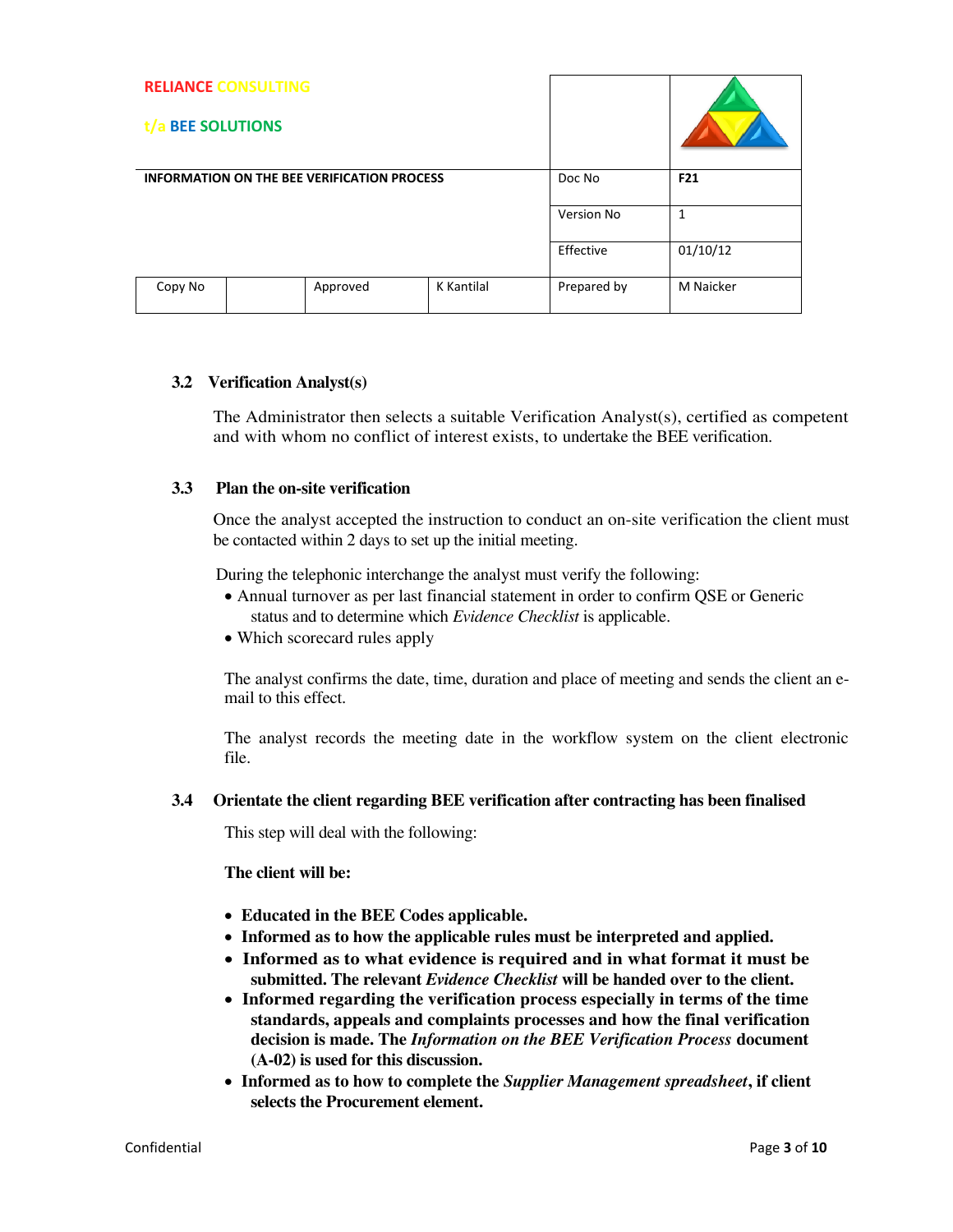### 3.2 Verification Analyst(s)

The Administrator then selects a suitable Verification Analyst(s), certified as competent and with whom no conflict of interest exists, to undertake the BEE verification.

### 3.3 Plan the on-site verification

Once the analyst accepted the instruction to conduct an on-site verification the client must be contacted within 2 days to set up the initial meeting.

During the telephonic interchange the analyst must verify the following:

- Annual turnover as per last financial statement in order to confirm QSE or Generic status and to determine which *Evidence Checklist* is applicable.
- Which scorecard rules apply

The analyst confirms the date, time, duration and place of meeting and sends the client an e-mail to this effect.

The analyst records the meeting date in the workflow system on the client electronic file.

### 3.4 Orientate the client regarding BEE verification after contracting has been finalised

This step will deal with the following:

**The client will be:**

- **Educated in the BEE Codes applicable.**
- **Informed as to how the applicable rules must be interpreted and applied.**
- **Informed as to what evidence is required and in what format it must be submitted. The relevant *Evidence Checklist* will be handed over to the client.**
- **Informed regarding the verification process especially in terms of the time standards, appeals and complaints processes and how the final verification decision is made. The *Information on the BEE Verification Process* document (A-02) is used for this discussion.**
- **Informed as to how to complete the *Supplier Management spreadsheet*, if client selects the Procurement element.**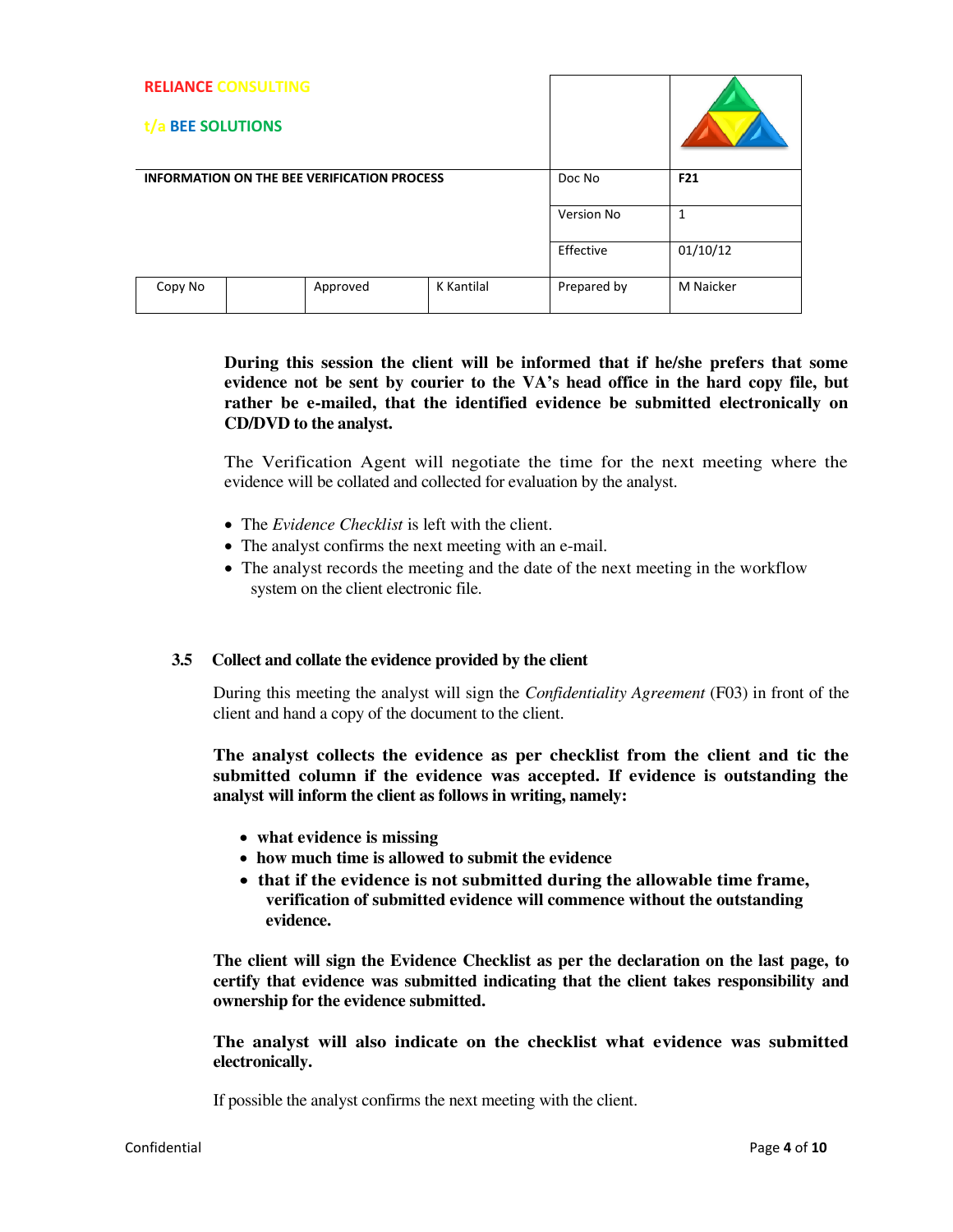**During this session the client will be informed that if he/she prefers that some evidence not be sent by courier to the VA's head office in the hard copy file, but rather be e-mailed, that the identified evidence be submitted electronically on CD/DVD to the analyst.**

The Verification Agent will negotiate the time for the next meeting where the evidence will be collated and collected for evaluation by the analyst.

- The *Evidence Checklist* is left with the client.
- The analyst confirms the next meeting with an e-mail.
- The analyst records the meeting and the date of the next meeting in the workflow system on the client electronic file.

### 3.5 Collect and collate the evidence provided by the client

During this meeting the analyst will sign the *Confidentiality Agreement* (F03) in front of the client and hand a copy of the document to the client.

**The analyst collects the evidence as per checklist from the client and tic the submitted column if the evidence was accepted. If evidence is outstanding the analyst will inform the client as follows in writing, namely:**

- **what evidence is missing**
- **how much time is allowed to submit the evidence**
- **that if the evidence is not submitted during the allowable time frame, verification of submitted evidence will commence without the outstanding evidence.**

**The client will sign the Evidence Checklist as per the declaration on the last page, to certify that evidence was submitted indicating that the client takes responsibility and ownership for the evidence submitted.**

**The analyst will also indicate on the checklist what evidence was submitted electronically.**

If possible the analyst confirms the next meeting with the client.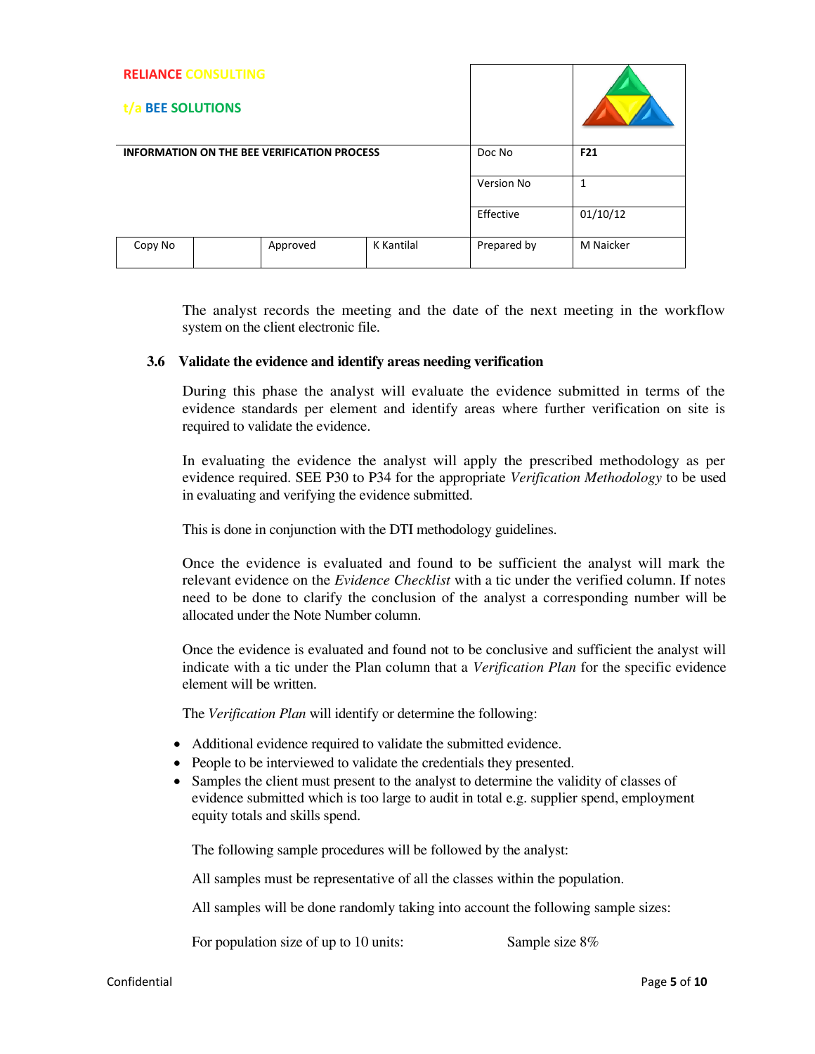The analyst records the meeting and the date of the next meeting in the workflow system on the client electronic file.

### 3.6 Validate the evidence and identify areas needing verification

During this phase the analyst will evaluate the evidence submitted in terms of the evidence standards per element and identify areas where further verification on site is required to validate the evidence.

In evaluating the evidence the analyst will apply the prescribed methodology as per evidence required. SEE P30 to P34 for the appropriate *Verification Methodology* to be used in evaluating and verifying the evidence submitted.

This is done in conjunction with the DTI methodology guidelines.

Once the evidence is evaluated and found to be sufficient the analyst will mark the relevant evidence on the *Evidence Checklist* with a tic under the verified column. If notes need to be done to clarify the conclusion of the analyst a corresponding number will be allocated under the Note Number column.

Once the evidence is evaluated and found not to be conclusive and sufficient the analyst will indicate with a tic under the Plan column that a *Verification Plan* for the specific evidence element will be written.

The *Verification Plan* will identify or determine the following:

- Additional evidence required to validate the submitted evidence.
- People to be interviewed to validate the credentials they presented.
- Samples the client must present to the analyst to determine the validity of classes of evidence submitted which is too large to audit in total e.g. supplier spend, employment equity totals and skills spend.

  The following sample procedures will be followed by the analyst:

  All samples must be representative of all the classes within the population.

  All samples will be done randomly taking into account the following sample sizes:

  For population size of up to 10 units: Sample size 8%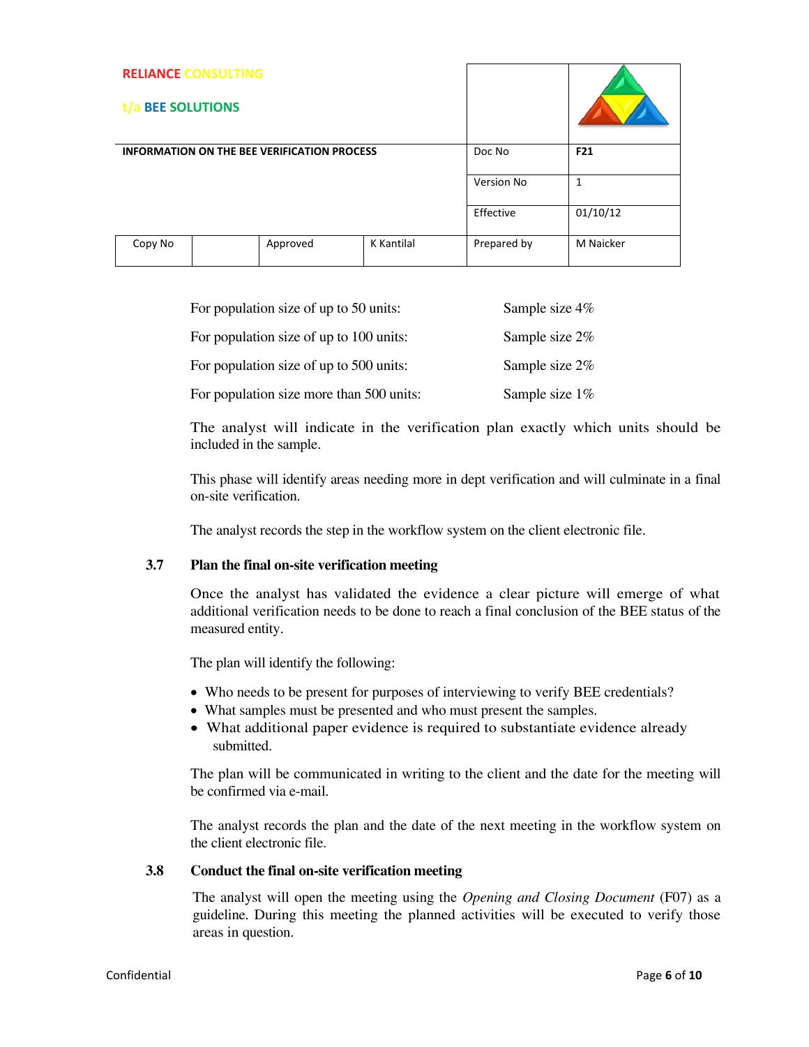| | |
|---|---|
| For population size of up to 50 units: | Sample size 4% |
| For population size of up to 100 units: | Sample size 2% |
| For population size of up to 500 units: | Sample size 2% |
| For population size more than 500 units: | Sample size 1% |

The analyst will indicate in the verification plan exactly which units should be included in the sample.

This phase will identify areas needing more in dept verification and will culminate in a final on-site verification.

The analyst records the step in the workflow system on the client electronic file.

### 3.7 Plan the final on-site verification meeting

Once the analyst has validated the evidence a clear picture will emerge of what additional verification needs to be done to reach a final conclusion of the BEE status of the measured entity.

The plan will identify the following:

- Who needs to be present for purposes of interviewing to verify BEE credentials?
- What samples must be presented and who must present the samples.
- What additional paper evidence is required to substantiate evidence already submitted.

The plan will be communicated in writing to the client and the date for the meeting will be confirmed via e-mail.

The analyst records the plan and the date of the next meeting in the workflow system on the client electronic file.

### 3.8 Conduct the final on-site verification meeting

The analyst will open the meeting using the *Opening and Closing Document* (F07) as a guideline. During this meeting the planned activities will be executed to verify those areas in question.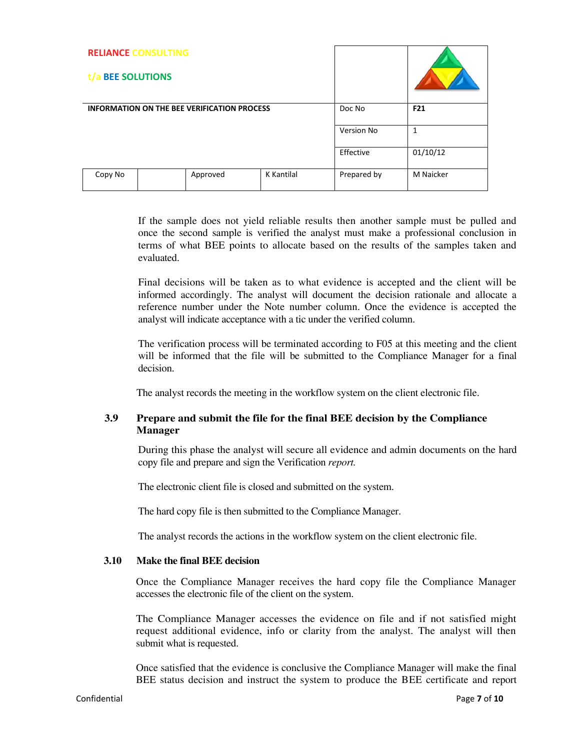If the sample does not yield reliable results then another sample must be pulled and once the second sample is verified the analyst must make a professional conclusion in terms of what BEE points to allocate based on the results of the samples taken and evaluated.

Final decisions will be taken as to what evidence is accepted and the client will be informed accordingly. The analyst will document the decision rationale and allocate a reference number under the Note number column. Once the evidence is accepted the analyst will indicate acceptance with a tic under the verified column.

The verification process will be terminated according to F05 at this meeting and the client will be informed that the file will be submitted to the Compliance Manager for a final decision.

The analyst records the meeting in the workflow system on the client electronic file.

### 3.9 Prepare and submit the file for the final BEE decision by the Compliance Manager

During this phase the analyst will secure all evidence and admin documents on the hard copy file and prepare and sign the Verification *report.*

The electronic client file is closed and submitted on the system.

The hard copy file is then submitted to the Compliance Manager.

The analyst records the actions in the workflow system on the client electronic file.

### 3.10 Make the final BEE decision

Once the Compliance Manager receives the hard copy file the Compliance Manager accesses the electronic file of the client on the system.

The Compliance Manager accesses the evidence on file and if not satisfied might request additional evidence, info or clarity from the analyst. The analyst will then submit what is requested.

Once satisfied that the evidence is conclusive the Compliance Manager will make the final BEE status decision and instruct the system to produce the BEE certificate and report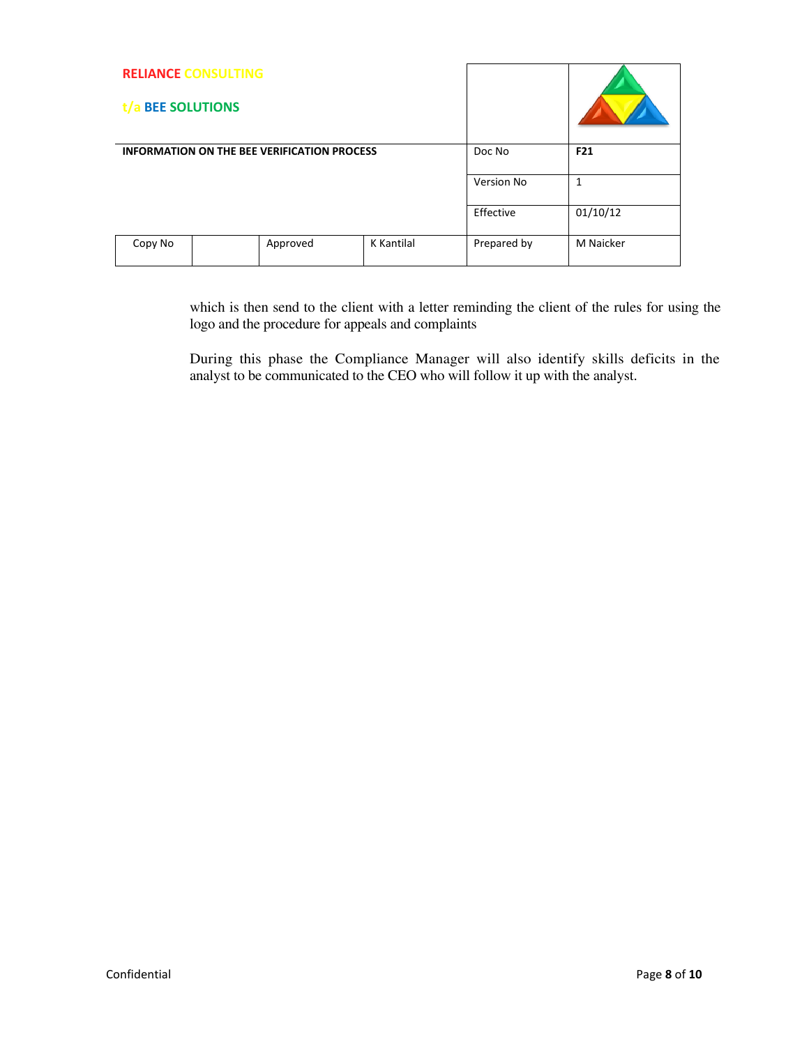which is then send to the client with a letter reminding the client of the rules for using the logo and the procedure for appeals and complaints

During this phase the Compliance Manager will also identify skills deficits in the analyst to be communicated to the CEO who will follow it up with the analyst.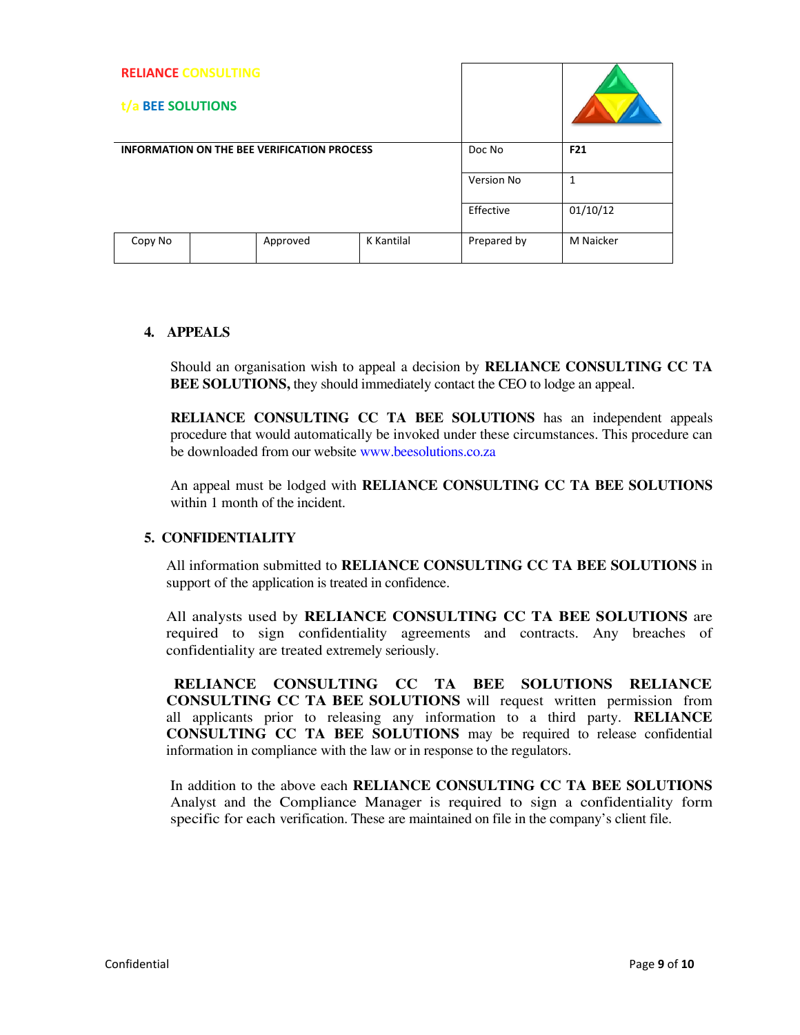| RELIANCE CONSULTING<br>t/a BEE SOLUTIONS | | | | | |
|---|---|---|---|---|---|
| **INFORMATION ON THE BEE VERIFICATION PROCESS** | | | | Doc No | **F21** |
| | | | | Version No | 1 |
| | | | | Effective | 01/10/12 |
| Copy No | | Approved | K Kantilal | Prepared by | M Naicker |

## 4. APPEALS

Should an organisation wish to appeal a decision by **RELIANCE CONSULTING CC TA BEE SOLUTIONS,** they should immediately contact the CEO to lodge an appeal.

**RELIANCE CONSULTING CC TA BEE SOLUTIONS** has an independent appeals procedure that would automatically be invoked under these circumstances. This procedure can be downloaded from our website www.beesolutions.co.za

An appeal must be lodged with **RELIANCE CONSULTING CC TA BEE SOLUTIONS** within 1 month of the incident.

## 5. CONFIDENTIALITY

All information submitted to **RELIANCE CONSULTING CC TA BEE SOLUTIONS** in support of the application is treated in confidence.

All analysts used by **RELIANCE CONSULTING CC TA BEE SOLUTIONS** are required to sign confidentiality agreements and contracts. Any breaches of confidentiality are treated extremely seriously.

**RELIANCE CONSULTING CC TA BEE SOLUTIONS RELIANCE CONSULTING CC TA BEE SOLUTIONS** will request written permission from all applicants prior to releasing any information to a third party. **RELIANCE CONSULTING CC TA BEE SOLUTIONS** may be required to release confidential information in compliance with the law or in response to the regulators.

In addition to the above each **RELIANCE CONSULTING CC TA BEE SOLUTIONS** Analyst and the Compliance Manager is required to sign a confidentiality form specific for each verification. These are maintained on file in the company's client file.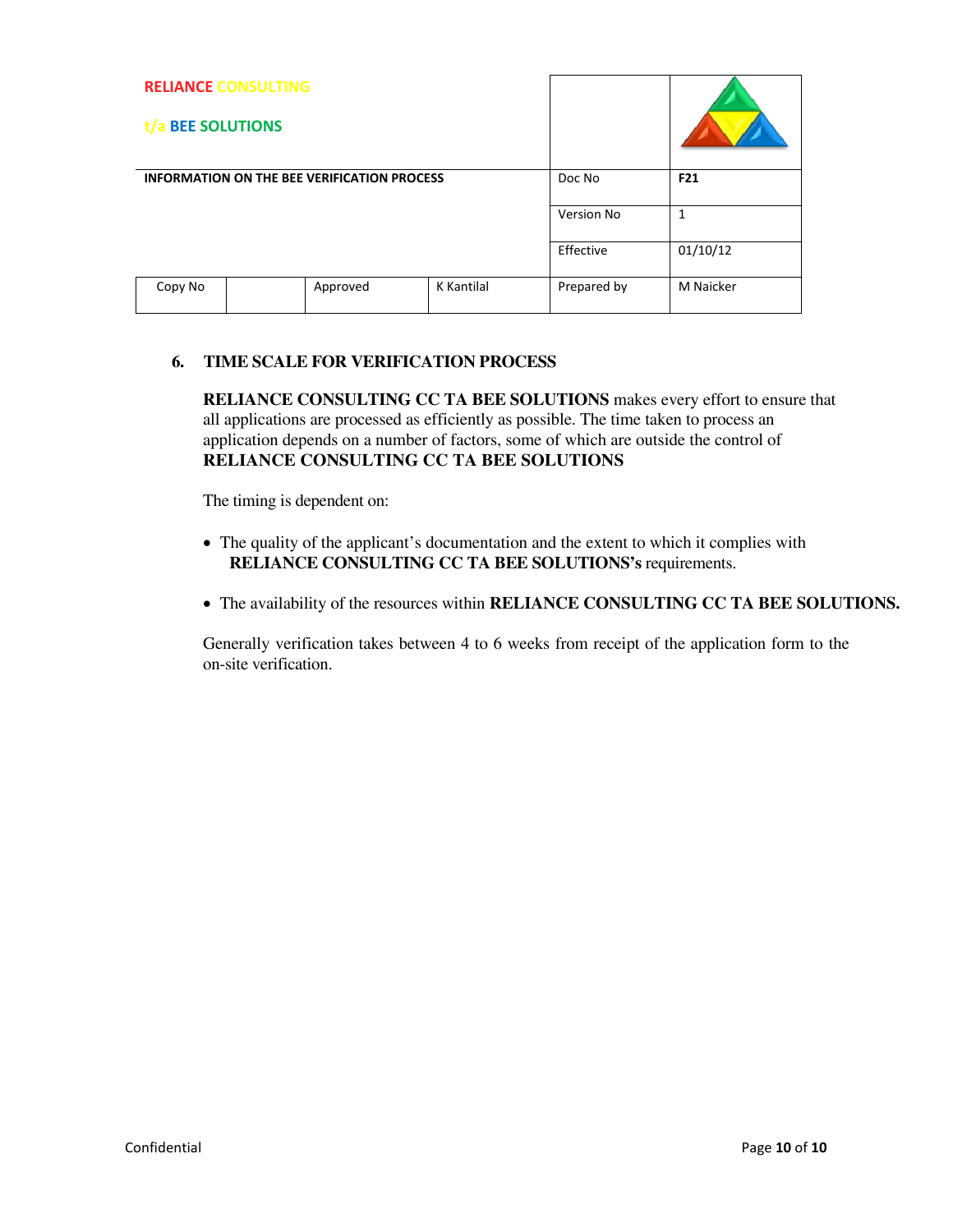## 6. TIME SCALE FOR VERIFICATION PROCESS

**RELIANCE CONSULTING CC TA BEE SOLUTIONS** makes every effort to ensure that all applications are processed as efficiently as possible. The time taken to process an application depends on a number of factors, some of which are outside the control of **RELIANCE CONSULTING CC TA BEE SOLUTIONS**

The timing is dependent on:

- The quality of the applicant's documentation and the extent to which it complies with **RELIANCE CONSULTING CC TA BEE SOLUTIONS's** requirements.
- The availability of the resources within **RELIANCE CONSULTING CC TA BEE SOLUTIONS.**

Generally verification takes between 4 to 6 weeks from receipt of the application form to the on-site verification.